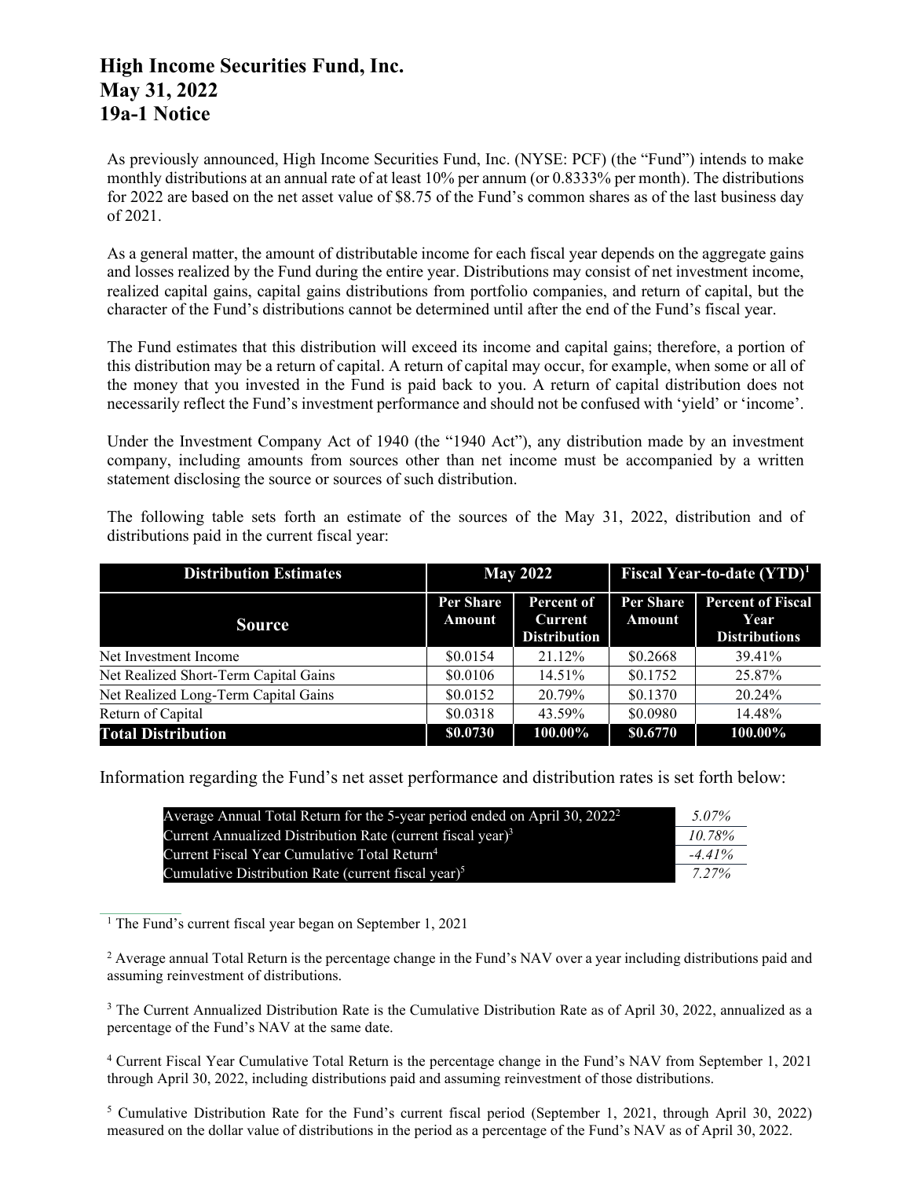# High Income Securities Fund, Inc.
# May 31, 2022
# 19a-1 Notice

As previously announced, High Income Securities Fund, Inc. (NYSE: PCF) (the "Fund") intends to make monthly distributions at an annual rate of at least 10% per annum (or 0.8333% per month). The distributions for 2022 are based on the net asset value of $8.75 of the Fund's common shares as of the last business day of 2021.

As a general matter, the amount of distributable income for each fiscal year depends on the aggregate gains and losses realized by the Fund during the entire year. Distributions may consist of net investment income, realized capital gains, capital gains distributions from portfolio companies, and return of capital, but the character of the Fund's distributions cannot be determined until after the end of the Fund's fiscal year.

The Fund estimates that this distribution will exceed its income and capital gains; therefore, a portion of this distribution may be a return of capital. A return of capital may occur, for example, when some or all of the money that you invested in the Fund is paid back to you. A return of capital distribution does not necessarily reflect the Fund's investment performance and should not be confused with 'yield' or 'income'.

Under the Investment Company Act of 1940 (the "1940 Act"), any distribution made by an investment company, including amounts from sources other than net income must be accompanied by a written statement disclosing the source or sources of such distribution.

The following table sets forth an estimate of the sources of the May 31, 2022, distribution and of distributions paid in the current fiscal year:

| Distribution Estimates | May 2022 | | Fiscal Year-to-date (YTD)[1] | |
|---|---|---|---|---|
| **Source** | **Per Share Amount** | **Percent of Current Distribution** | **Per Share Amount** | **Percent of Fiscal Year Distributions** |
| Net Investment Income | $0.0154 | 21.12% | $0.2668 | 39.41% |
| Net Realized Short-Term Capital Gains | $0.0106 | 14.51% | $0.1752 | 25.87% |
| Net Realized Long-Term Capital Gains | $0.0152 | 20.79% | $0.1370 | 20.24% |
| Return of Capital | $0.0318 | 43.59% | $0.0980 | 14.48% |
| **Total Distribution** | **$0.0730** | **100.00%** | **$0.6770** | **100.00%** |

Information regarding the Fund's net asset performance and distribution rates is set forth below:

| | |
|---|---|
| Average Annual Total Return for the 5-year period ended on April 30, 2022[2] | *5.07%* |
| Current Annualized Distribution Rate (current fiscal year)[3] | *10.78%* |
| Current Fiscal Year Cumulative Total Return[4] | *-4.41%* |
| Cumulative Distribution Rate (current fiscal year)[5] | *7.27%* |

[1] The Fund's current fiscal year began on September 1, 2021

[2] Average annual Total Return is the percentage change in the Fund's NAV over a year including distributions paid and assuming reinvestment of distributions.

[3] The Current Annualized Distribution Rate is the Cumulative Distribution Rate as of April 30, 2022, annualized as a percentage of the Fund's NAV at the same date.

[4] Current Fiscal Year Cumulative Total Return is the percentage change in the Fund's NAV from September 1, 2021 through April 30, 2022, including distributions paid and assuming reinvestment of those distributions.

[5] Cumulative Distribution Rate for the Fund's current fiscal period (September 1, 2021, through April 30, 2022) measured on the dollar value of distributions in the period as a percentage of the Fund's NAV as of April 30, 2022.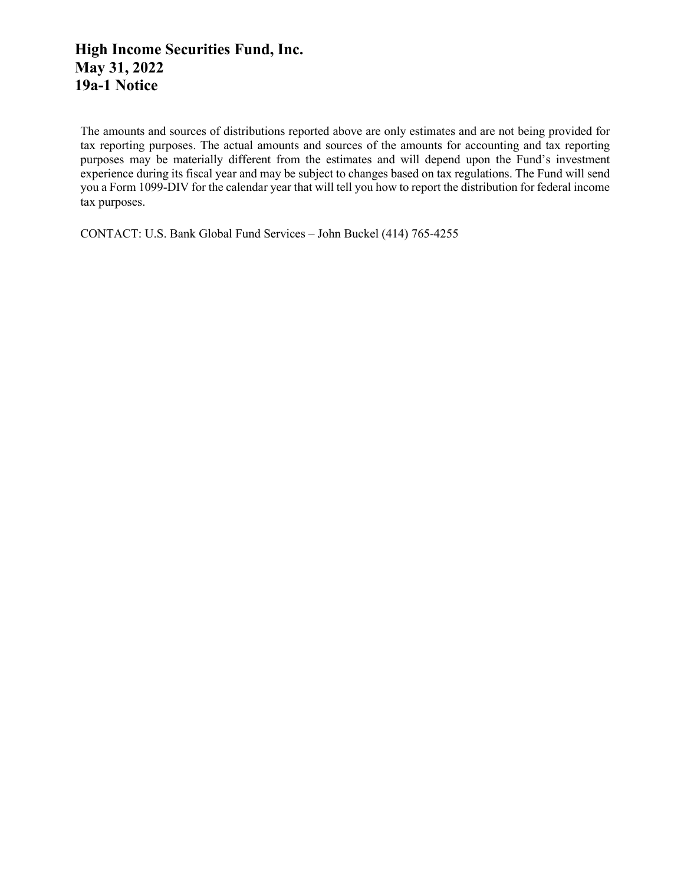**High Income Securities Fund, Inc.**
**May 31, 2022**
**19a-1 Notice**

The amounts and sources of distributions reported above are only estimates and are not being provided for tax reporting purposes. The actual amounts and sources of the amounts for accounting and tax reporting purposes may be materially different from the estimates and will depend upon the Fund's investment experience during its fiscal year and may be subject to changes based on tax regulations. The Fund will send you a Form 1099-DIV for the calendar year that will tell you how to report the distribution for federal income tax purposes.

CONTACT: U.S. Bank Global Fund Services – John Buckel (414) 765-4255